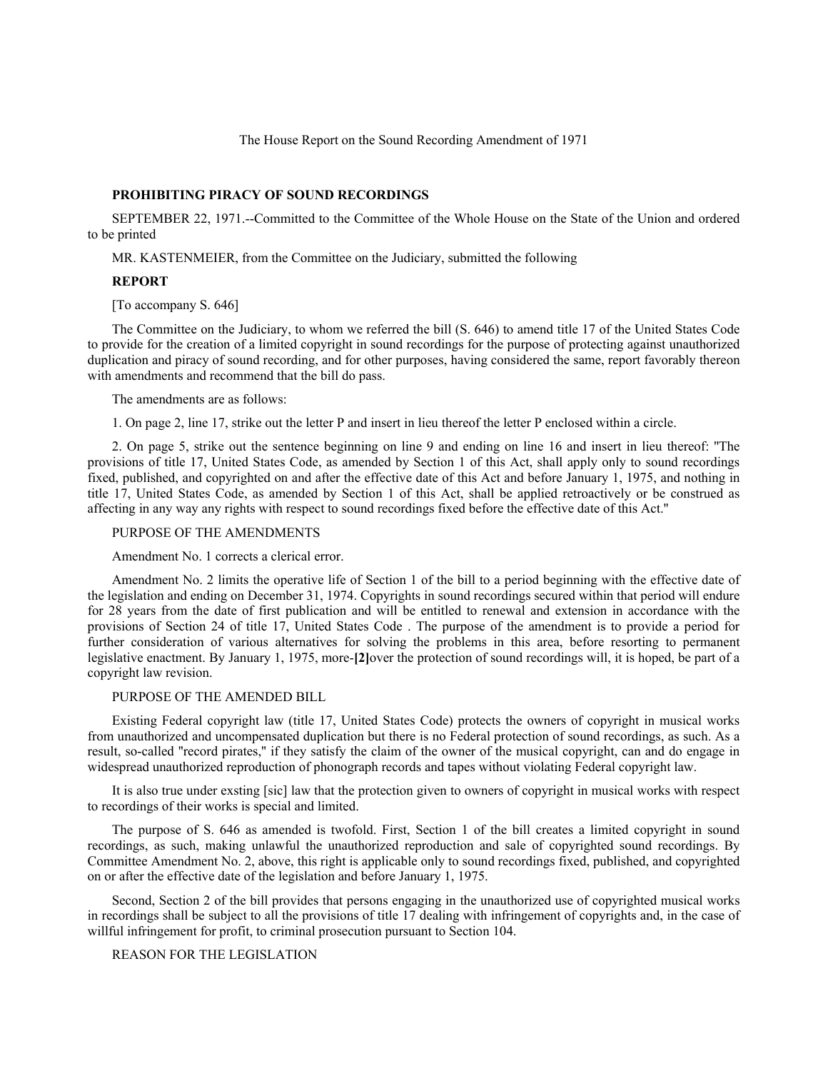The House Report on the Sound Recording Amendment of 1971

## PROHIBITING PIRACY OF SOUND RECORDINGS

SEPTEMBER 22, 1971.--Committed to the Committee of the Whole House on the State of the Union and ordered to be printed

MR. KASTENMEIER, from the Committee on the Judiciary, submitted the following

## REPORT

[To accompany S. 646]

The Committee on the Judiciary, to whom we referred the bill (S. 646) to amend title 17 of the United States Code to provide for the creation of a limited copyright in sound recordings for the purpose of protecting against unauthorized duplication and piracy of sound recording, and for other purposes, having considered the same, report favorably thereon with amendments and recommend that the bill do pass.

The amendments are as follows:

1. On page 2, line 17, strike out the letter P and insert in lieu thereof the letter P enclosed within a circle.

2. On page 5, strike out the sentence beginning on line 9 and ending on line 16 and insert in lieu thereof: "The provisions of title 17, United States Code, as amended by Section 1 of this Act, shall apply only to sound recordings fixed, published, and copyrighted on and after the effective date of this Act and before January 1, 1975, and nothing in title 17, United States Code, as amended by Section 1 of this Act, shall be applied retroactively or be construed as affecting in any way any rights with respect to sound recordings fixed before the effective date of this Act."

PURPOSE OF THE AMENDMENTS

Amendment No. 1 corrects a clerical error.

Amendment No. 2 limits the operative life of Section 1 of the bill to a period beginning with the effective date of the legislation and ending on December 31, 1974. Copyrights in sound recordings secured within that period will endure for 28 years from the date of first publication and will be entitled to renewal and extension in accordance with the provisions of Section 24 of title 17, United States Code . The purpose of the amendment is to provide a period for further consideration of various alternatives for solving the problems in this area, before resorting to permanent legislative enactment. By January 1, 1975, more-**[2]**over the protection of sound recordings will, it is hoped, be part of a copyright law revision.

PURPOSE OF THE AMENDED BILL

Existing Federal copyright law (title 17, United States Code) protects the owners of copyright in musical works from unauthorized and uncompensated duplication but there is no Federal protection of sound recordings, as such. As a result, so-called "record pirates," if they satisfy the claim of the owner of the musical copyright, can and do engage in widespread unauthorized reproduction of phonograph records and tapes without violating Federal copyright law.

It is also true under exsting [sic] law that the protection given to owners of copyright in musical works with respect to recordings of their works is special and limited.

The purpose of S. 646 as amended is twofold. First, Section 1 of the bill creates a limited copyright in sound recordings, as such, making unlawful the unauthorized reproduction and sale of copyrighted sound recordings. By Committee Amendment No. 2, above, this right is applicable only to sound recordings fixed, published, and copyrighted on or after the effective date of the legislation and before January 1, 1975.

Second, Section 2 of the bill provides that persons engaging in the unauthorized use of copyrighted musical works in recordings shall be subject to all the provisions of title 17 dealing with infringement of copyrights and, in the case of willful infringement for profit, to criminal prosecution pursuant to Section 104.

REASON FOR THE LEGISLATION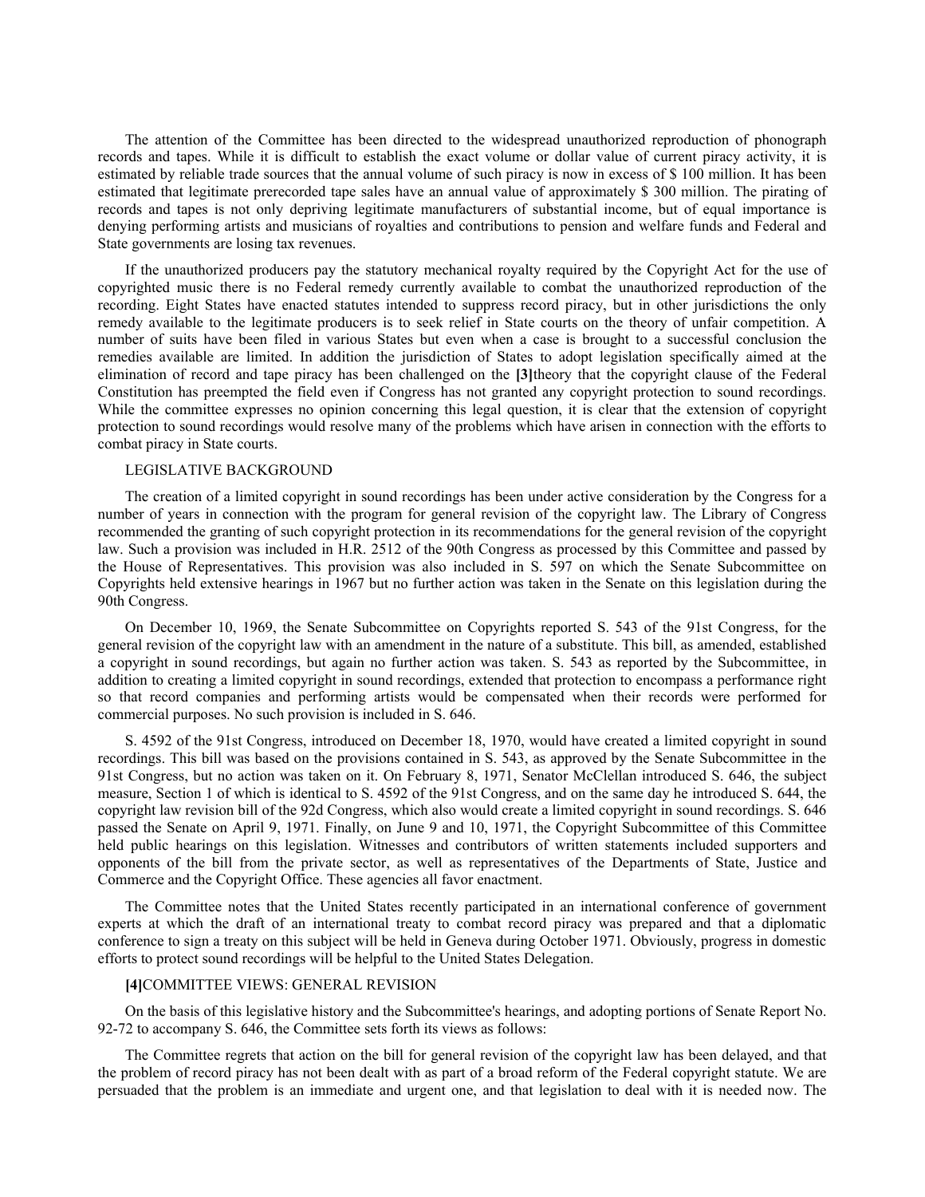The attention of the Committee has been directed to the widespread unauthorized reproduction of phonograph records and tapes. While it is difficult to establish the exact volume or dollar value of current piracy activity, it is estimated by reliable trade sources that the annual volume of such piracy is now in excess of $ 100 million. It has been estimated that legitimate prerecorded tape sales have an annual value of approximately $ 300 million. The pirating of records and tapes is not only depriving legitimate manufacturers of substantial income, but of equal importance is denying performing artists and musicians of royalties and contributions to pension and welfare funds and Federal and State governments are losing tax revenues.

If the unauthorized producers pay the statutory mechanical royalty required by the Copyright Act for the use of copyrighted music there is no Federal remedy currently available to combat the unauthorized reproduction of the recording. Eight States have enacted statutes intended to suppress record piracy, but in other jurisdictions the only remedy available to the legitimate producers is to seek relief in State courts on the theory of unfair competition. A number of suits have been filed in various States but even when a case is brought to a successful conclusion the remedies available are limited. In addition the jurisdiction of States to adopt legislation specifically aimed at the elimination of record and tape piracy has been challenged on the **[3]**theory that the copyright clause of the Federal Constitution has preempted the field even if Congress has not granted any copyright protection to sound recordings. While the committee expresses no opinion concerning this legal question, it is clear that the extension of copyright protection to sound recordings would resolve many of the problems which have arisen in connection with the efforts to combat piracy in State courts.

LEGISLATIVE BACKGROUND

The creation of a limited copyright in sound recordings has been under active consideration by the Congress for a number of years in connection with the program for general revision of the copyright law. The Library of Congress recommended the granting of such copyright protection in its recommendations for the general revision of the copyright law. Such a provision was included in H.R. 2512 of the 90th Congress as processed by this Committee and passed by the House of Representatives. This provision was also included in S. 597 on which the Senate Subcommittee on Copyrights held extensive hearings in 1967 but no further action was taken in the Senate on this legislation during the 90th Congress.

On December 10, 1969, the Senate Subcommittee on Copyrights reported S. 543 of the 91st Congress, for the general revision of the copyright law with an amendment in the nature of a substitute. This bill, as amended, established a copyright in sound recordings, but again no further action was taken. S. 543 as reported by the Subcommittee, in addition to creating a limited copyright in sound recordings, extended that protection to encompass a performance right so that record companies and performing artists would be compensated when their records were performed for commercial purposes. No such provision is included in S. 646.

S. 4592 of the 91st Congress, introduced on December 18, 1970, would have created a limited copyright in sound recordings. This bill was based on the provisions contained in S. 543, as approved by the Senate Subcommittee in the 91st Congress, but no action was taken on it. On February 8, 1971, Senator McClellan introduced S. 646, the subject measure, Section 1 of which is identical to S. 4592 of the 91st Congress, and on the same day he introduced S. 644, the copyright law revision bill of the 92d Congress, which also would create a limited copyright in sound recordings. S. 646 passed the Senate on April 9, 1971. Finally, on June 9 and 10, 1971, the Copyright Subcommittee of this Committee held public hearings on this legislation. Witnesses and contributors of written statements included supporters and opponents of the bill from the private sector, as well as representatives of the Departments of State, Justice and Commerce and the Copyright Office. These agencies all favor enactment.

The Committee notes that the United States recently participated in an international conference of government experts at which the draft of an international treaty to combat record piracy was prepared and that a diplomatic conference to sign a treaty on this subject will be held in Geneva during October 1971. Obviously, progress in domestic efforts to protect sound recordings will be helpful to the United States Delegation.

**[4]**COMMITTEE VIEWS: GENERAL REVISION

On the basis of this legislative history and the Subcommittee's hearings, and adopting portions of Senate Report No. 92-72 to accompany S. 646, the Committee sets forth its views as follows:

The Committee regrets that action on the bill for general revision of the copyright law has been delayed, and that the problem of record piracy has not been dealt with as part of a broad reform of the Federal copyright statute. We are persuaded that the problem is an immediate and urgent one, and that legislation to deal with it is needed now. The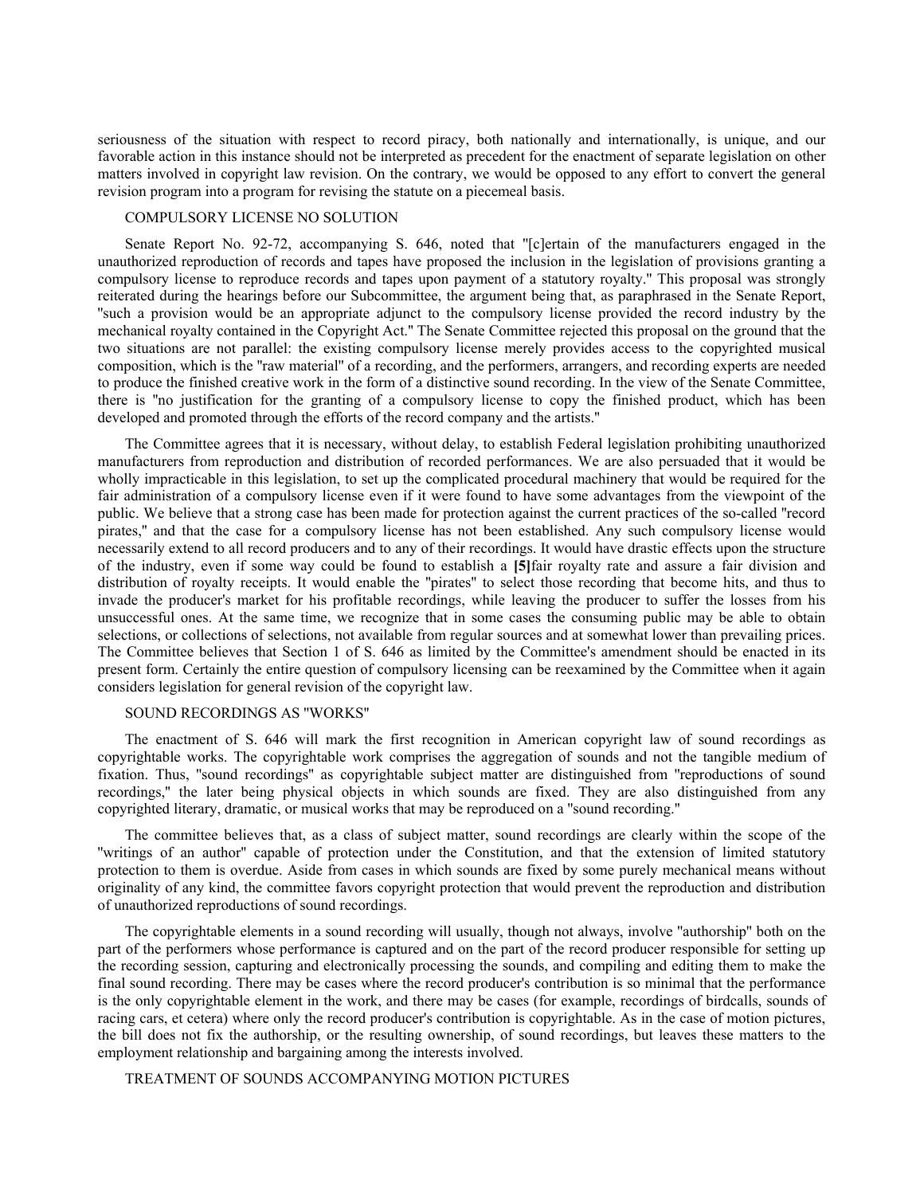seriousness of the situation with respect to record piracy, both nationally and internationally, is unique, and our favorable action in this instance should not be interpreted as precedent for the enactment of separate legislation on other matters involved in copyright law revision. On the contrary, we would be opposed to any effort to convert the general revision program into a program for revising the statute on a piecemeal basis.

COMPULSORY LICENSE NO SOLUTION

Senate Report No. 92-72, accompanying S. 646, noted that "[c]ertain of the manufacturers engaged in the unauthorized reproduction of records and tapes have proposed the inclusion in the legislation of provisions granting a compulsory license to reproduce records and tapes upon payment of a statutory royalty." This proposal was strongly reiterated during the hearings before our Subcommittee, the argument being that, as paraphrased in the Senate Report, "such a provision would be an appropriate adjunct to the compulsory license provided the record industry by the mechanical royalty contained in the Copyright Act." The Senate Committee rejected this proposal on the ground that the two situations are not parallel: the existing compulsory license merely provides access to the copyrighted musical composition, which is the "raw material" of a recording, and the performers, arrangers, and recording experts are needed to produce the finished creative work in the form of a distinctive sound recording. In the view of the Senate Committee, there is "no justification for the granting of a compulsory license to copy the finished product, which has been developed and promoted through the efforts of the record company and the artists."

The Committee agrees that it is necessary, without delay, to establish Federal legislation prohibiting unauthorized manufacturers from reproduction and distribution of recorded performances. We are also persuaded that it would be wholly impracticable in this legislation, to set up the complicated procedural machinery that would be required for the fair administration of a compulsory license even if it were found to have some advantages from the viewpoint of the public. We believe that a strong case has been made for protection against the current practices of the so-called "record pirates," and that the case for a compulsory license has not been established. Any such compulsory license would necessarily extend to all record producers and to any of their recordings. It would have drastic effects upon the structure of the industry, even if some way could be found to establish a **[5]**fair royalty rate and assure a fair division and distribution of royalty receipts. It would enable the "pirates" to select those recording that become hits, and thus to invade the producer's market for his profitable recordings, while leaving the producer to suffer the losses from his unsuccessful ones. At the same time, we recognize that in some cases the consuming public may be able to obtain selections, or collections of selections, not available from regular sources and at somewhat lower than prevailing prices. The Committee believes that Section 1 of S. 646 as limited by the Committee's amendment should be enacted in its present form. Certainly the entire question of compulsory licensing can be reexamined by the Committee when it again considers legislation for general revision of the copyright law.

SOUND RECORDINGS AS "WORKS"

The enactment of S. 646 will mark the first recognition in American copyright law of sound recordings as copyrightable works. The copyrightable work comprises the aggregation of sounds and not the tangible medium of fixation. Thus, "sound recordings" as copyrightable subject matter are distinguished from "reproductions of sound recordings," the later being physical objects in which sounds are fixed. They are also distinguished from any copyrighted literary, dramatic, or musical works that may be reproduced on a "sound recording."

The committee believes that, as a class of subject matter, sound recordings are clearly within the scope of the "writings of an author" capable of protection under the Constitution, and that the extension of limited statutory protection to them is overdue. Aside from cases in which sounds are fixed by some purely mechanical means without originality of any kind, the committee favors copyright protection that would prevent the reproduction and distribution of unauthorized reproductions of sound recordings.

The copyrightable elements in a sound recording will usually, though not always, involve "authorship" both on the part of the performers whose performance is captured and on the part of the record producer responsible for setting up the recording session, capturing and electronically processing the sounds, and compiling and editing them to make the final sound recording. There may be cases where the record producer's contribution is so minimal that the performance is the only copyrightable element in the work, and there may be cases (for example, recordings of birdcalls, sounds of racing cars, et cetera) where only the record producer's contribution is copyrightable. As in the case of motion pictures, the bill does not fix the authorship, or the resulting ownership, of sound recordings, but leaves these matters to the employment relationship and bargaining among the interests involved.

TREATMENT OF SOUNDS ACCOMPANYING MOTION PICTURES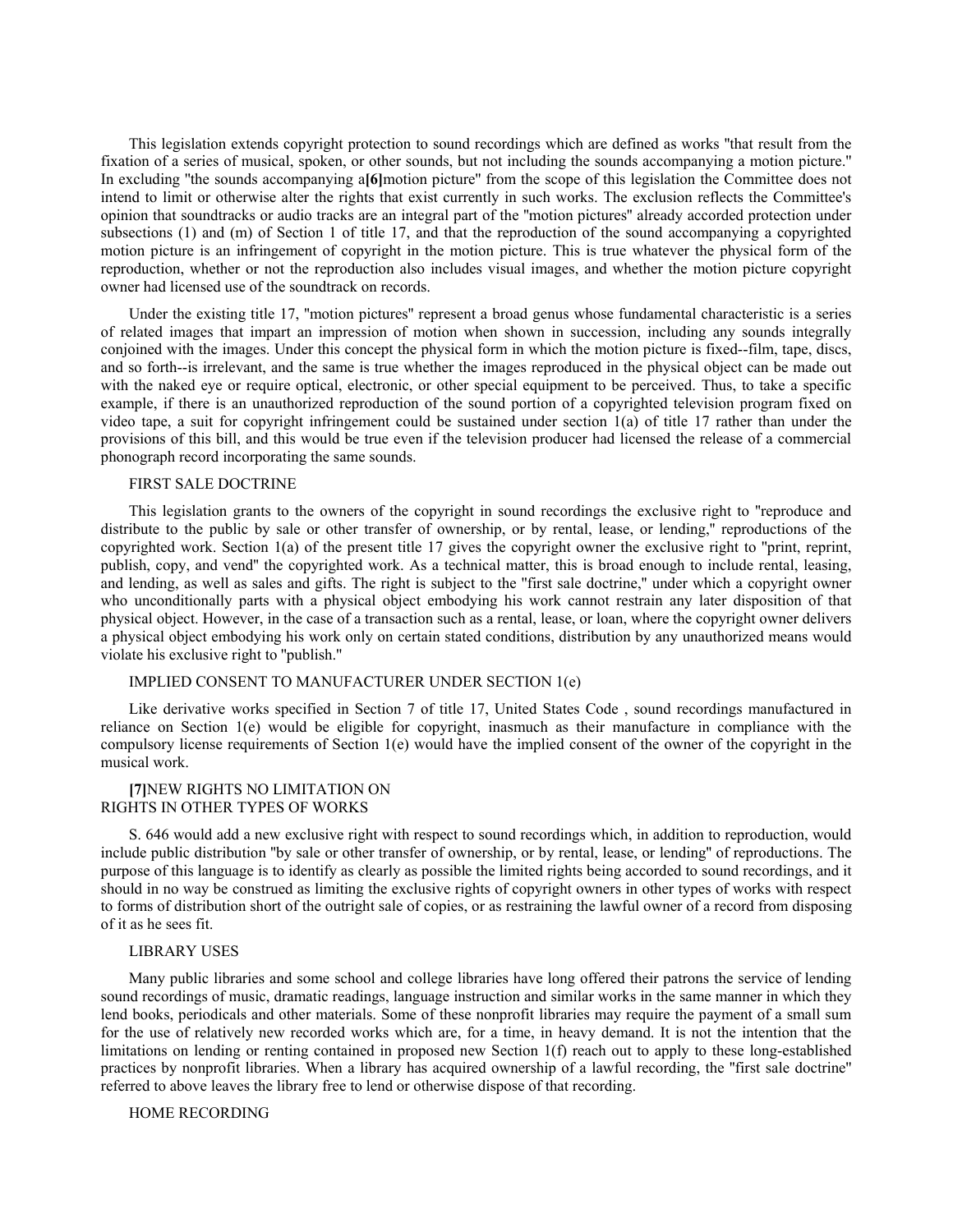This legislation extends copyright protection to sound recordings which are defined as works "that result from the fixation of a series of musical, spoken, or other sounds, but not including the sounds accompanying a motion picture." In excluding "the sounds accompanying a **[6]** motion picture" from the scope of this legislation the Committee does not intend to limit or otherwise alter the rights that exist currently in such works. The exclusion reflects the Committee's opinion that soundtracks or audio tracks are an integral part of the "motion pictures" already accorded protection under subsections (1) and (m) of Section 1 of title 17, and that the reproduction of the sound accompanying a copyrighted motion picture is an infringement of copyright in the motion picture. This is true whatever the physical form of the reproduction, whether or not the reproduction also includes visual images, and whether the motion picture copyright owner had licensed use of the soundtrack on records.

Under the existing title 17, "motion pictures" represent a broad genus whose fundamental characteristic is a series of related images that impart an impression of motion when shown in succession, including any sounds integrally conjoined with the images. Under this concept the physical form in which the motion picture is fixed--film, tape, discs, and so forth--is irrelevant, and the same is true whether the images reproduced in the physical object can be made out with the naked eye or require optical, electronic, or other special equipment to be perceived. Thus, to take a specific example, if there is an unauthorized reproduction of the sound portion of a copyrighted television program fixed on video tape, a suit for copyright infringement could be sustained under section 1(a) of title 17 rather than under the provisions of this bill, and this would be true even if the television producer had licensed the release of a commercial phonograph record incorporating the same sounds.

FIRST SALE DOCTRINE

This legislation grants to the owners of the copyright in sound recordings the exclusive right to "reproduce and distribute to the public by sale or other transfer of ownership, or by rental, lease, or lending," reproductions of the copyrighted work. Section 1(a) of the present title 17 gives the copyright owner the exclusive right to "print, reprint, publish, copy, and vend" the copyrighted work. As a technical matter, this is broad enough to include rental, leasing, and lending, as well as sales and gifts. The right is subject to the "first sale doctrine," under which a copyright owner who unconditionally parts with a physical object embodying his work cannot restrain any later disposition of that physical object. However, in the case of a transaction such as a rental, lease, or loan, where the copyright owner delivers a physical object embodying his work only on certain stated conditions, distribution by any unauthorized means would violate his exclusive right to "publish."

IMPLIED CONSENT TO MANUFACTURER UNDER SECTION 1(e)

Like derivative works specified in Section 7 of title 17, United States Code , sound recordings manufactured in reliance on Section 1(e) would be eligible for copyright, inasmuch as their manufacture in compliance with the compulsory license requirements of Section 1(e) would have the implied consent of the owner of the copyright in the musical work.

**[7]** NEW RIGHTS NO LIMITATION ON RIGHTS IN OTHER TYPES OF WORKS

S. 646 would add a new exclusive right with respect to sound recordings which, in addition to reproduction, would include public distribution "by sale or other transfer of ownership, or by rental, lease, or lending" of reproductions. The purpose of this language is to identify as clearly as possible the limited rights being accorded to sound recordings, and it should in no way be construed as limiting the exclusive rights of copyright owners in other types of works with respect to forms of distribution short of the outright sale of copies, or as restraining the lawful owner of a record from disposing of it as he sees fit.

LIBRARY USES

Many public libraries and some school and college libraries have long offered their patrons the service of lending sound recordings of music, dramatic readings, language instruction and similar works in the same manner in which they lend books, periodicals and other materials. Some of these nonprofit libraries may require the payment of a small sum for the use of relatively new recorded works which are, for a time, in heavy demand. It is not the intention that the limitations on lending or renting contained in proposed new Section 1(f) reach out to apply to these long-established practices by nonprofit libraries. When a library has acquired ownership of a lawful recording, the "first sale doctrine" referred to above leaves the library free to lend or otherwise dispose of that recording.

HOME RECORDING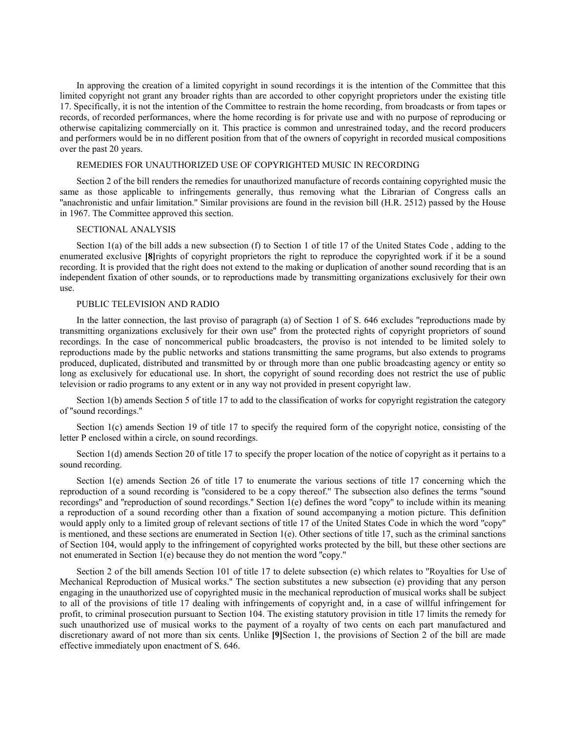In approving the creation of a limited copyright in sound recordings it is the intention of the Committee that this limited copyright not grant any broader rights than are accorded to other copyright proprietors under the existing title 17. Specifically, it is not the intention of the Committee to restrain the home recording, from broadcasts or from tapes or records, of recorded performances, where the home recording is for private use and with no purpose of reproducing or otherwise capitalizing commercially on it. This practice is common and unrestrained today, and the record producers and performers would be in no different position from that of the owners of copyright in recorded musical compositions over the past 20 years.

## REMEDIES FOR UNAUTHORIZED USE OF COPYRIGHTED MUSIC IN RECORDING

Section 2 of the bill renders the remedies for unauthorized manufacture of records containing copyrighted music the same as those applicable to infringements generally, thus removing what the Librarian of Congress calls an "anachronistic and unfair limitation." Similar provisions are found in the revision bill (H.R. 2512) passed by the House in 1967. The Committee approved this section.

## SECTIONAL ANALYSIS

Section 1(a) of the bill adds a new subsection (f) to Section 1 of title 17 of the United States Code , adding to the enumerated exclusive **[8]**rights of copyright proprietors the right to reproduce the copyrighted work if it be a sound recording. It is provided that the right does not extend to the making or duplication of another sound recording that is an independent fixation of other sounds, or to reproductions made by transmitting organizations exclusively for their own use.

## PUBLIC TELEVISION AND RADIO

In the latter connection, the last proviso of paragraph (a) of Section 1 of S. 646 excludes "reproductions made by transmitting organizations exclusively for their own use" from the protected rights of copyright proprietors of sound recordings. In the case of noncommerical public broadcasters, the proviso is not intended to be limited solely to reproductions made by the public networks and stations transmitting the same programs, but also extends to programs produced, duplicated, distributed and transmitted by or through more than one public broadcasting agency or entity so long as exclusively for educational use. In short, the copyright of sound recording does not restrict the use of public television or radio programs to any extent or in any way not provided in present copyright law.

Section 1(b) amends Section 5 of title 17 to add to the classification of works for copyright registration the category of "sound recordings."

Section 1(c) amends Section 19 of title 17 to specify the required form of the copyright notice, consisting of the letter P enclosed within a circle, on sound recordings.

Section 1(d) amends Section 20 of title 17 to specify the proper location of the notice of copyright as it pertains to a sound recording.

Section 1(e) amends Section 26 of title 17 to enumerate the various sections of title 17 concerning which the reproduction of a sound recording is "considered to be a copy thereof." The subsection also defines the terms "sound recordings" and "reproduction of sound recordings." Section 1(e) defines the word "copy" to include within its meaning a reproduction of a sound recording other than a fixation of sound accompanying a motion picture. This definition would apply only to a limited group of relevant sections of title 17 of the United States Code in which the word "copy" is mentioned, and these sections are enumerated in Section 1(e). Other sections of title 17, such as the criminal sanctions of Section 104, would apply to the infringement of copyrighted works protected by the bill, but these other sections are not enumerated in Section 1(e) because they do not mention the word "copy."

Section 2 of the bill amends Section 101 of title 17 to delete subsection (e) which relates to "Royalties for Use of Mechanical Reproduction of Musical works." The section substitutes a new subsection (e) providing that any person engaging in the unauthorized use of copyrighted music in the mechanical reproduction of musical works shall be subject to all of the provisions of title 17 dealing with infringements of copyright and, in a case of willful infringement for profit, to criminal prosecution pursuant to Section 104. The existing statutory provision in title 17 limits the remedy for such unauthorized use of musical works to the payment of a royalty of two cents on each part manufactured and discretionary award of not more than six cents. Unlike **[9]**Section 1, the provisions of Section 2 of the bill are made effective immediately upon enactment of S. 646.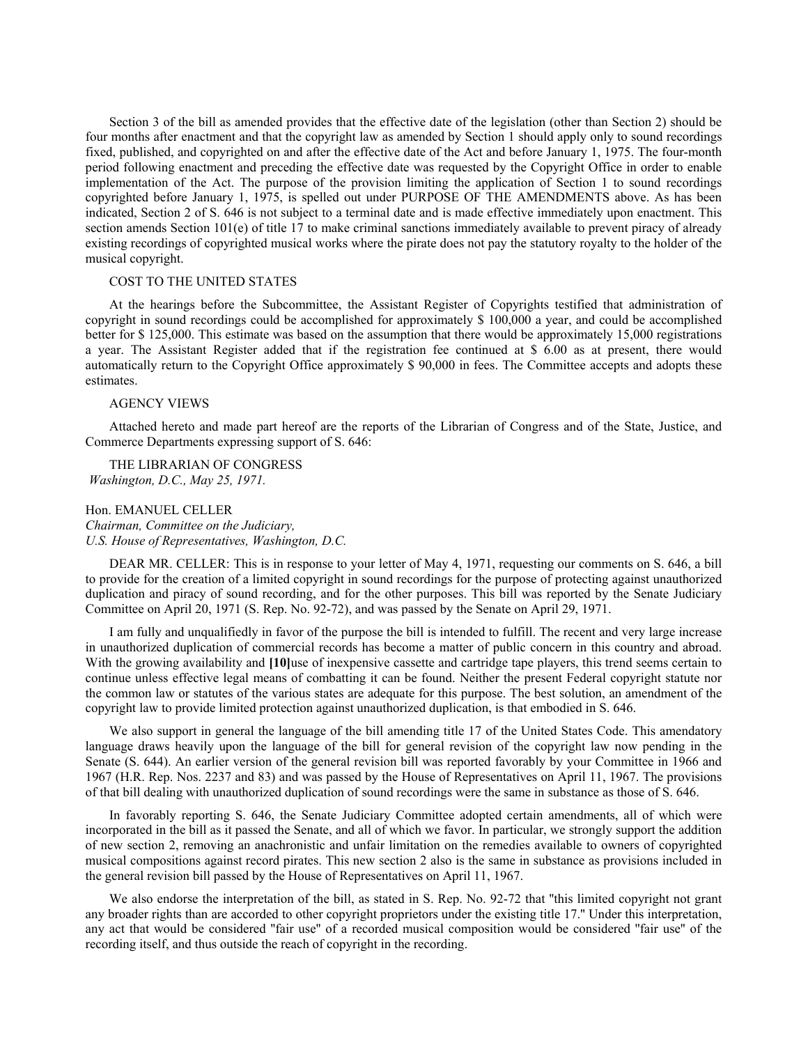Section 3 of the bill as amended provides that the effective date of the legislation (other than Section 2) should be four months after enactment and that the copyright law as amended by Section 1 should apply only to sound recordings fixed, published, and copyrighted on and after the effective date of the Act and before January 1, 1975. The four-month period following enactment and preceding the effective date was requested by the Copyright Office in order to enable implementation of the Act. The purpose of the provision limiting the application of Section 1 to sound recordings copyrighted before January 1, 1975, is spelled out under PURPOSE OF THE AMENDMENTS above. As has been indicated, Section 2 of S. 646 is not subject to a terminal date and is made effective immediately upon enactment. This section amends Section 101(e) of title 17 to make criminal sanctions immediately available to prevent piracy of already existing recordings of copyrighted musical works where the pirate does not pay the statutory royalty to the holder of the musical copyright.

COST TO THE UNITED STATES

At the hearings before the Subcommittee, the Assistant Register of Copyrights testified that administration of copyright in sound recordings could be accomplished for approximately $ 100,000 a year, and could be accomplished better for $ 125,000. This estimate was based on the assumption that there would be approximately 15,000 registrations a year. The Assistant Register added that if the registration fee continued at $ 6.00 as at present, there would automatically return to the Copyright Office approximately $ 90,000 in fees. The Committee accepts and adopts these estimates.

AGENCY VIEWS

Attached hereto and made part hereof are the reports of the Librarian of Congress and of the State, Justice, and Commerce Departments expressing support of S. 646:

THE LIBRARIAN OF CONGRESS
*Washington, D.C., May 25, 1971.*

Hon. EMANUEL CELLER
*Chairman, Committee on the Judiciary,*
*U.S. House of Representatives, Washington, D.C.*

DEAR MR. CELLER: This is in response to your letter of May 4, 1971, requesting our comments on S. 646, a bill to provide for the creation of a limited copyright in sound recordings for the purpose of protecting against unauthorized duplication and piracy of sound recording, and for the other purposes. This bill was reported by the Senate Judiciary Committee on April 20, 1971 (S. Rep. No. 92-72), and was passed by the Senate on April 29, 1971.

I am fully and unqualifiedly in favor of the purpose the bill is intended to fulfill. The recent and very large increase in unauthorized duplication of commercial records has become a matter of public concern in this country and abroad. With the growing availability and **[10]**use of inexpensive cassette and cartridge tape players, this trend seems certain to continue unless effective legal means of combatting it can be found. Neither the present Federal copyright statute nor the common law or statutes of the various states are adequate for this purpose. The best solution, an amendment of the copyright law to provide limited protection against unauthorized duplication, is that embodied in S. 646.

We also support in general the language of the bill amending title 17 of the United States Code. This amendatory language draws heavily upon the language of the bill for general revision of the copyright law now pending in the Senate (S. 644). An earlier version of the general revision bill was reported favorably by your Committee in 1966 and 1967 (H.R. Rep. Nos. 2237 and 83) and was passed by the House of Representatives on April 11, 1967. The provisions of that bill dealing with unauthorized duplication of sound recordings were the same in substance as those of S. 646.

In favorably reporting S. 646, the Senate Judiciary Committee adopted certain amendments, all of which were incorporated in the bill as it passed the Senate, and all of which we favor. In particular, we strongly support the addition of new section 2, removing an anachronistic and unfair limitation on the remedies available to owners of copyrighted musical compositions against record pirates. This new section 2 also is the same in substance as provisions included in the general revision bill passed by the House of Representatives on April 11, 1967.

We also endorse the interpretation of the bill, as stated in S. Rep. No. 92-72 that "this limited copyright not grant any broader rights than are accorded to other copyright proprietors under the existing title 17." Under this interpretation, any act that would be considered "fair use" of a recorded musical composition would be considered "fair use" of the recording itself, and thus outside the reach of copyright in the recording.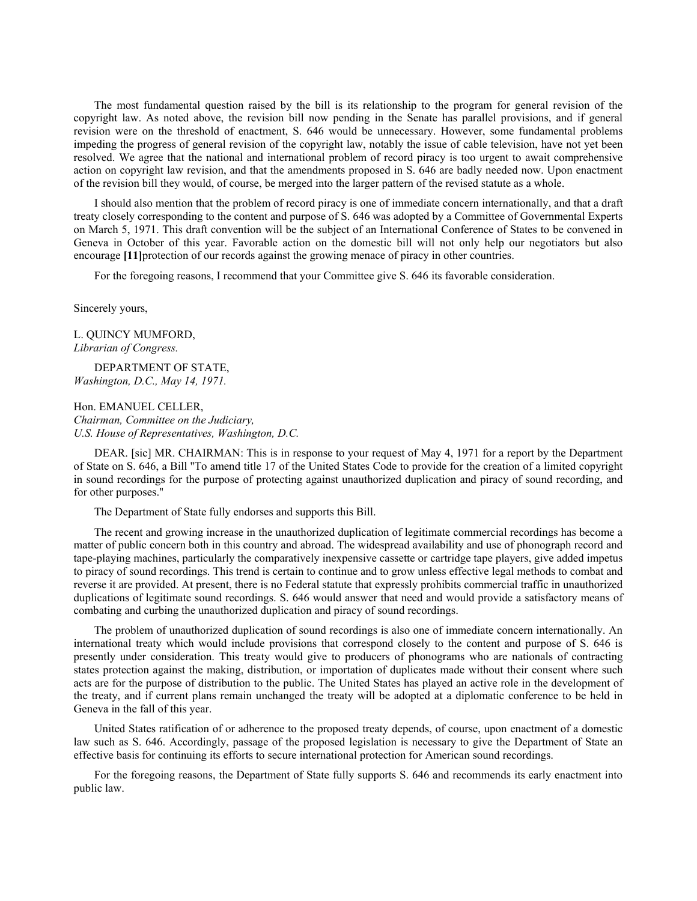The most fundamental question raised by the bill is its relationship to the program for general revision of the copyright law. As noted above, the revision bill now pending in the Senate has parallel provisions, and if general revision were on the threshold of enactment, S. 646 would be unnecessary. However, some fundamental problems impeding the progress of general revision of the copyright law, notably the issue of cable television, have not yet been resolved. We agree that the national and international problem of record piracy is too urgent to await comprehensive action on copyright law revision, and that the amendments proposed in S. 646 are badly needed now. Upon enactment of the revision bill they would, of course, be merged into the larger pattern of the revised statute as a whole.

I should also mention that the problem of record piracy is one of immediate concern internationally, and that a draft treaty closely corresponding to the content and purpose of S. 646 was adopted by a Committee of Governmental Experts on March 5, 1971. This draft convention will be the subject of an International Conference of States to be convened in Geneva in October of this year. Favorable action on the domestic bill will not only help our negotiators but also encourage **[11]**protection of our records against the growing menace of piracy in other countries.

For the foregoing reasons, I recommend that your Committee give S. 646 its favorable consideration.

Sincerely yours,

L. QUINCY MUMFORD,
*Librarian of Congress.*

DEPARTMENT OF STATE,
*Washington, D.C., May 14, 1971.*

Hon. EMANUEL CELLER,
*Chairman, Committee on the Judiciary,*
*U.S. House of Representatives, Washington, D.C.*

DEAR. [sic] MR. CHAIRMAN: This is in response to your request of May 4, 1971 for a report by the Department of State on S. 646, a Bill "To amend title 17 of the United States Code to provide for the creation of a limited copyright in sound recordings for the purpose of protecting against unauthorized duplication and piracy of sound recording, and for other purposes."

The Department of State fully endorses and supports this Bill.

The recent and growing increase in the unauthorized duplication of legitimate commercial recordings has become a matter of public concern both in this country and abroad. The widespread availability and use of phonograph record and tape-playing machines, particularly the comparatively inexpensive cassette or cartridge tape players, give added impetus to piracy of sound recordings. This trend is certain to continue and to grow unless effective legal methods to combat and reverse it are provided. At present, there is no Federal statute that expressly prohibits commercial traffic in unauthorized duplications of legitimate sound recordings. S. 646 would answer that need and would provide a satisfactory means of combating and curbing the unauthorized duplication and piracy of sound recordings.

The problem of unauthorized duplication of sound recordings is also one of immediate concern internationally. An international treaty which would include provisions that correspond closely to the content and purpose of S. 646 is presently under consideration. This treaty would give to producers of phonograms who are nationals of contracting states protection against the making, distribution, or importation of duplicates made without their consent where such acts are for the purpose of distribution to the public. The United States has played an active role in the development of the treaty, and if current plans remain unchanged the treaty will be adopted at a diplomatic conference to be held in Geneva in the fall of this year.

United States ratification of or adherence to the proposed treaty depends, of course, upon enactment of a domestic law such as S. 646. Accordingly, passage of the proposed legislation is necessary to give the Department of State an effective basis for continuing its efforts to secure international protection for American sound recordings.

For the foregoing reasons, the Department of State fully supports S. 646 and recommends its early enactment into public law.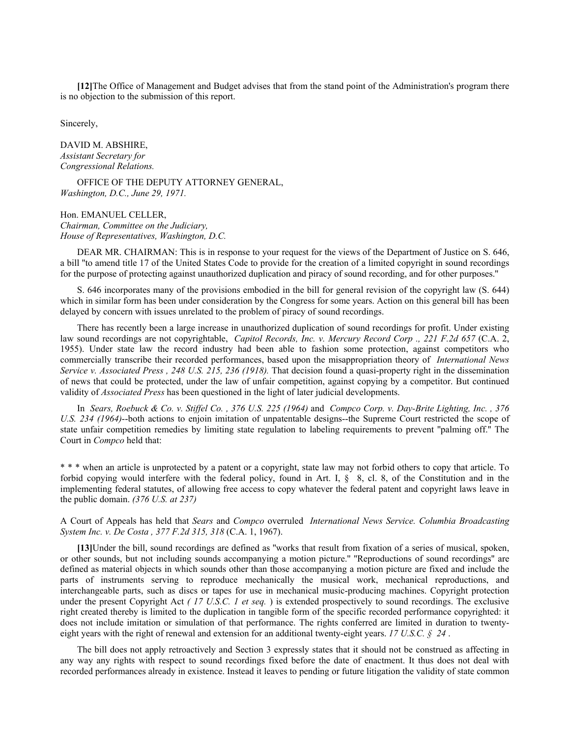**[12]**The Office of Management and Budget advises that from the stand point of the Administration's program there is no objection to the submission of this report.

Sincerely,

DAVID M. ABSHIRE,
*Assistant Secretary for Congressional Relations.*

OFFICE OF THE DEPUTY ATTORNEY GENERAL,
*Washington, D.C., June 29, 1971.*

Hon. EMANUEL CELLER,
*Chairman, Committee on the Judiciary, House of Representatives, Washington, D.C.*

DEAR MR. CHAIRMAN: This is in response to your request for the views of the Department of Justice on S. 646, a bill "to amend title 17 of the United States Code to provide for the creation of a limited copyright in sound recordings for the purpose of protecting against unauthorized duplication and piracy of sound recording, and for other purposes."

S. 646 incorporates many of the provisions embodied in the bill for general revision of the copyright law (S. 644) which in similar form has been under consideration by the Congress for some years. Action on this general bill has been delayed by concern with issues unrelated to the problem of piracy of sound recordings.

There has recently been a large increase in unauthorized duplication of sound recordings for profit. Under existing law sound recordings are not copyrightable, *Capitol Records, Inc. v. Mercury Record Corp ., 221 F.2d 657* (C.A. 2, 1955). Under state law the record industry had been able to fashion some protection, against competitors who commercially transcribe their recorded performances, based upon the misappropriation theory of *International News Service v. Associated Press , 248 U.S. 215, 236 (1918).* That decision found a quasi-property right in the dissemination of news that could be protected, under the law of unfair competition, against copying by a competitor. But continued validity of *Associated Press* has been questioned in the light of later judicial developments.

In *Sears, Roebuck & Co. v. Stiffel Co. , 376 U.S. 225 (1964)* and *Compco Corp. v. Day-Brite Lighting, Inc. , 376 U.S. 234 (1964)*--both actions to enjoin imitation of unpatentable designs--the Supreme Court restricted the scope of state unfair competition remedies by limiting state regulation to labeling requirements to prevent "palming off." The Court in *Compco* held that:

* * * when an article is unprotected by a patent or a copyright, state law may not forbid others to copy that article. To forbid copying would interfere with the federal policy, found in Art. I, § 8, cl. 8, of the Constitution and in the implementing federal statutes, of allowing free access to copy whatever the federal patent and copyright laws leave in the public domain. *(376 U.S. at 237)*

A Court of Appeals has held that *Sears* and *Compco* overruled *International News Service. Columbia Broadcasting System Inc. v. De Costa , 377 F.2d 315, 318* (C.A. 1, 1967).

**[13]**Under the bill, sound recordings are defined as "works that result from fixation of a series of musical, spoken, or other sounds, but not including sounds accompanying a motion picture." "Reproductions of sound recordings" are defined as material objects in which sounds other than those accompanying a motion picture are fixed and include the parts of instruments serving to reproduce mechanically the musical work, mechanical reproductions, and interchangeable parts, such as discs or tapes for use in mechanical music-producing machines. Copyright protection under the present Copyright Act *( 17 U.S.C. 1 et seq.* ) is extended prospectively to sound recordings. The exclusive right created thereby is limited to the duplication in tangible form of the specific recorded performance copyrighted: it does not include imitation or simulation of that performance. The rights conferred are limited in duration to twenty-eight years with the right of renewal and extension for an additional twenty-eight years. *17 U.S.C. § 24* .

The bill does not apply retroactively and Section 3 expressly states that it should not be construed as affecting in any way any rights with respect to sound recordings fixed before the date of enactment. It thus does not deal with recorded performances already in existence. Instead it leaves to pending or future litigation the validity of state common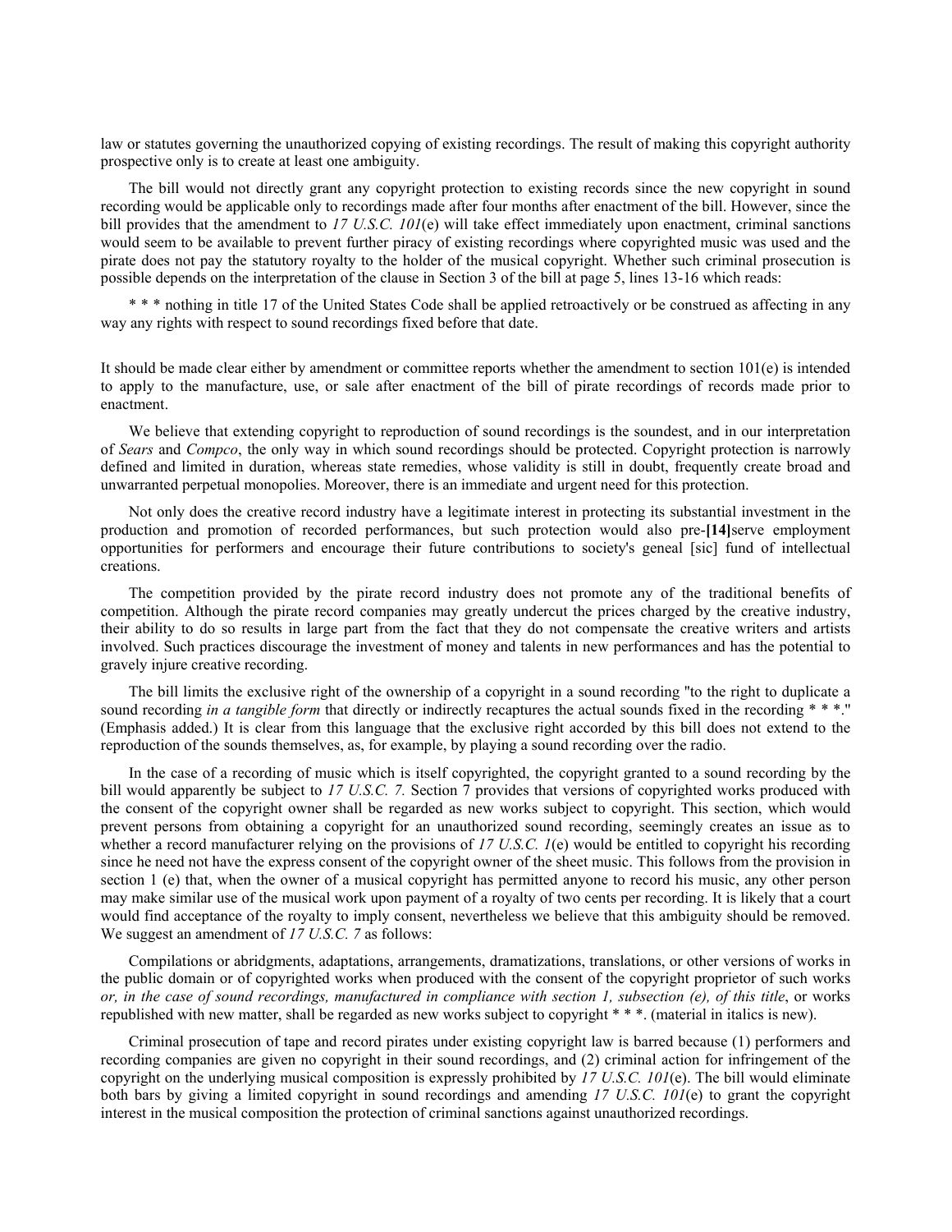law or statutes governing the unauthorized copying of existing recordings. The result of making this copyright authority prospective only is to create at least one ambiguity.

The bill would not directly grant any copyright protection to existing records since the new copyright in sound recording would be applicable only to recordings made after four months after enactment of the bill. However, since the bill provides that the amendment to *17 U.S.C. 101*(e) will take effect immediately upon enactment, criminal sanctions would seem to be available to prevent further piracy of existing recordings where copyrighted music was used and the pirate does not pay the statutory royalty to the holder of the musical copyright. Whether such criminal prosecution is possible depends on the interpretation of the clause in Section 3 of the bill at page 5, lines 13-16 which reads:

> * * * nothing in title 17 of the United States Code shall be applied retroactively or be construed as affecting in any way any rights with respect to sound recordings fixed before that date.

It should be made clear either by amendment or committee reports whether the amendment to section 101(e) is intended to apply to the manufacture, use, or sale after enactment of the bill of pirate recordings of records made prior to enactment.

We believe that extending copyright to reproduction of sound recordings is the soundest, and in our interpretation of *Sears* and *Compco*, the only way in which sound recordings should be protected. Copyright protection is narrowly defined and limited in duration, whereas state remedies, whose validity is still in doubt, frequently create broad and unwarranted perpetual monopolies. Moreover, there is an immediate and urgent need for this protection.

Not only does the creative record industry have a legitimate interest in protecting its substantial investment in the production and promotion of recorded performances, but such protection would also pre-**[14]**serve employment opportunities for performers and encourage their future contributions to society's geneal [sic] fund of intellectual creations.

The competition provided by the pirate record industry does not promote any of the traditional benefits of competition. Although the pirate record companies may greatly undercut the prices charged by the creative industry, their ability to do so results in large part from the fact that they do not compensate the creative writers and artists involved. Such practices discourage the investment of money and talents in new performances and has the potential to gravely injure creative recording.

The bill limits the exclusive right of the ownership of a copyright in a sound recording "to the right to duplicate a sound recording *in a tangible form* that directly or indirectly recaptures the actual sounds fixed in the recording * * *." (Emphasis added.) It is clear from this language that the exclusive right accorded by this bill does not extend to the reproduction of the sounds themselves, as, for example, by playing a sound recording over the radio.

In the case of a recording of music which is itself copyrighted, the copyright granted to a sound recording by the bill would apparently be subject to *17 U.S.C. 7.* Section 7 provides that versions of copyrighted works produced with the consent of the copyright owner shall be regarded as new works subject to copyright. This section, which would prevent persons from obtaining a copyright for an unauthorized sound recording, seemingly creates an issue as to whether a record manufacturer relying on the provisions of *17 U.S.C. 1*(e) would be entitled to copyright his recording since he need not have the express consent of the copyright owner of the sheet music. This follows from the provision in section 1 (e) that, when the owner of a musical copyright has permitted anyone to record his music, any other person may make similar use of the musical work upon payment of a royalty of two cents per recording. It is likely that a court would find acceptance of the royalty to imply consent, nevertheless we believe that this ambiguity should be removed. We suggest an amendment of *17 U.S.C. 7* as follows:

Compilations or abridgments, adaptations, arrangements, dramatizations, translations, or other versions of works in the public domain or of copyrighted works when produced with the consent of the copyright proprietor of such works *or, in the case of sound recordings, manufactured in compliance with section 1, subsection (e), of this title*, or works republished with new matter, shall be regarded as new works subject to copyright * * *. (material in italics is new).

Criminal prosecution of tape and record pirates under existing copyright law is barred because (1) performers and recording companies are given no copyright in their sound recordings, and (2) criminal action for infringement of the copyright on the underlying musical composition is expressly prohibited by *17 U.S.C. 101*(e). The bill would eliminate both bars by giving a limited copyright in sound recordings and amending *17 U.S.C. 101*(e) to grant the copyright interest in the musical composition the protection of criminal sanctions against unauthorized recordings.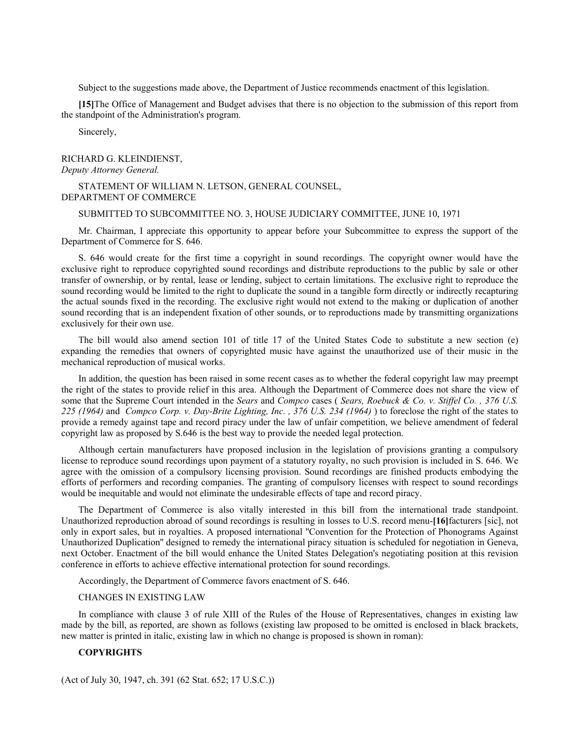Subject to the suggestions made above, the Department of Justice recommends enactment of this legislation.

**[15]**The Office of Management and Budget advises that there is no objection to the submission of this report from the standpoint of the Administration's program.

Sincerely,

RICHARD G. KLEINDIENST,
*Deputy Attorney General.*

STATEMENT OF WILLIAM N. LETSON, GENERAL COUNSEL, DEPARTMENT OF COMMERCE

SUBMITTED TO SUBCOMMITTEE NO. 3, HOUSE JUDICIARY COMMITTEE, JUNE 10, 1971

Mr. Chairman, I appreciate this opportunity to appear before your Subcommittee to express the support of the Department of Commerce for S. 646.

S. 646 would create for the first time a copyright in sound recordings. The copyright owner would have the exclusive right to reproduce copyrighted sound recordings and distribute reproductions to the public by sale or other transfer of ownership, or by rental, lease or lending, subject to certain limitations. The exclusive right to reproduce the sound recording would be limited to the right to duplicate the sound in a tangible form directly or indirectly recapturing the actual sounds fixed in the recording. The exclusive right would not extend to the making or duplication of another sound recording that is an independent fixation of other sounds, or to reproductions made by transmitting organizations exclusively for their own use.

The bill would also amend section 101 of title 17 of the United States Code to substitute a new section (e) expanding the remedies that owners of copyrighted music have against the unauthorized use of their music in the mechanical reproduction of musical works.

In addition, the question has been raised in some recent cases as to whether the federal copyright law may preempt the right of the states to provide relief in this area. Although the Department of Commerce does not share the view of some that the Supreme Court intended in the *Sears* and *Compco* cases ( *Sears, Roebuck & Co. v. Stiffel Co. , 376 U.S. 225 (1964)* and *Compco Corp. v. Day-Brite Lighting, Inc. , 376 U.S. 234 (1964)* ) to foreclose the right of the states to provide a remedy against tape and record piracy under the law of unfair competition, we believe amendment of federal copyright law as proposed by S.646 is the best way to provide the needed legal protection.

Although certain manufacturers have proposed inclusion in the legislation of provisions granting a compulsory license to reproduce sound recordings upon payment of a statutory royalty, no such provision is included in S. 646. We agree with the omission of a compulsory licensing provision. Sound recordings are finished products embodying the efforts of performers and recording companies. The granting of compulsory licenses with respect to sound recordings would be inequitable and would not eliminate the undesirable effects of tape and record piracy.

The Department of Commerce is also vitally interested in this bill from the international trade standpoint. Unauthorized reproduction abroad of sound recordings is resulting in losses to U.S. record menu-**[16]**facturers [sic], not only in export sales, but in royalties. A proposed international "Convention for the Protection of Phonograms Against Unauthorized Duplication" designed to remedy the international piracy situation is scheduled for negotiation in Geneva, next October. Enactment of the bill would enhance the United States Delegation's negotiating position at this revision conference in efforts to achieve effective international protection for sound recordings.

Accordingly, the Department of Commerce favors enactment of S. 646.

CHANGES IN EXISTING LAW

In compliance with clause 3 of rule XIII of the Rules of the House of Representatives, changes in existing law made by the bill, as reported, are shown as follows (existing law proposed to be omitted is enclosed in black brackets, new matter is printed in italic, existing law in which no change is proposed is shown in roman):

**COPYRIGHTS**

(Act of July 30, 1947, ch. 391 (62 Stat. 652; 17 U.S.C.))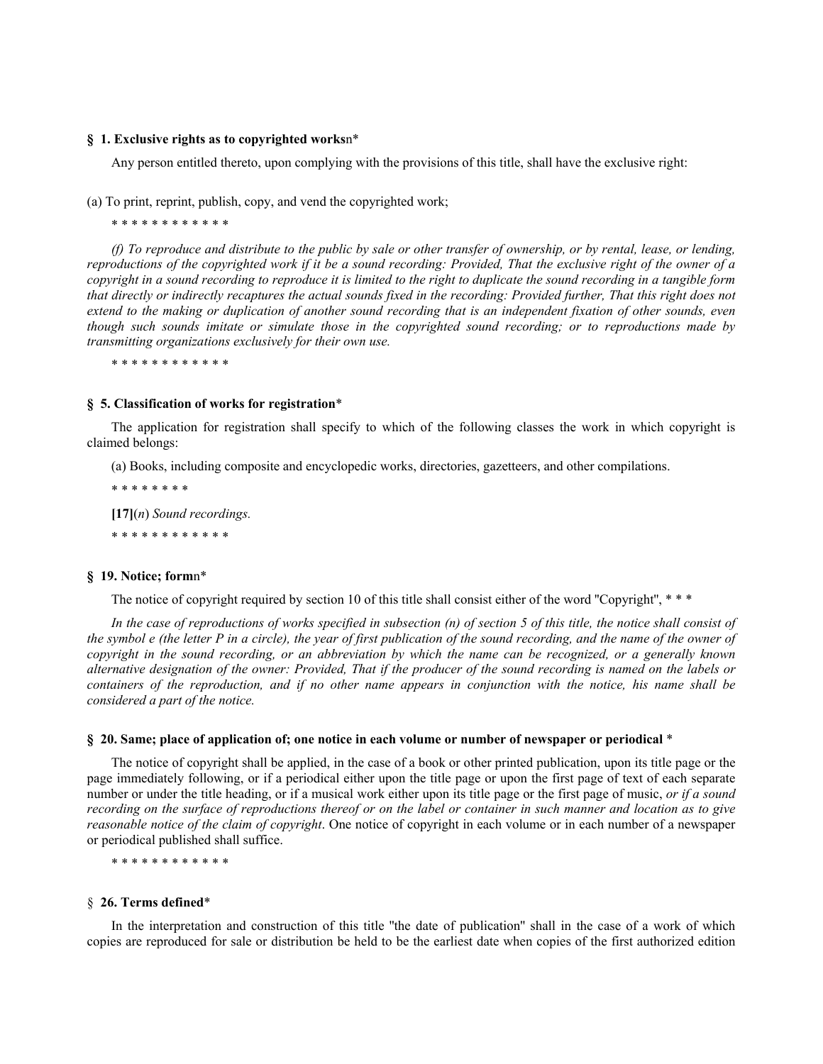### § 1. Exclusive rights as to copyrighted worksn*

Any person entitled thereto, upon complying with the provisions of this title, shall have the exclusive right:

(a) To print, reprint, publish, copy, and vend the copyrighted work;

* * * * * * * * * * * *

*(f) To reproduce and distribute to the public by sale or other transfer of ownership, or by rental, lease, or lending, reproductions of the copyrighted work if it be a sound recording: Provided, That the exclusive right of the owner of a copyright in a sound recording to reproduce it is limited to the right to duplicate the sound recording in a tangible form that directly or indirectly recaptures the actual sounds fixed in the recording: Provided further, That this right does not extend to the making or duplication of another sound recording that is an independent fixation of other sounds, even though such sounds imitate or simulate those in the copyrighted sound recording; or to reproductions made by transmitting organizations exclusively for their own use.*

* * * * * * * * * * * *

### § 5. Classification of works for registration*

The application for registration shall specify to which of the following classes the work in which copyright is claimed belongs:

(a) Books, including composite and encyclopedic works, directories, gazetteers, and other compilations.

* * * * * * * *

**[17]**(*n*) *Sound recordings.*

* * * * * * * * * * * *

### § 19. Notice; formn*

The notice of copyright required by section 10 of this title shall consist either of the word "Copyright", * * *

*In the case of reproductions of works specified in subsection (n) of section 5 of this title, the notice shall consist of the symbol e (the letter P in a circle), the year of first publication of the sound recording, and the name of the owner of copyright in the sound recording, or an abbreviation by which the name can be recognized, or a generally known alternative designation of the owner: Provided, That if the producer of the sound recording is named on the labels or containers of the reproduction, and if no other name appears in conjunction with the notice, his name shall be considered a part of the notice.*

### § 20. Same; place of application of; one notice in each volume or number of newspaper or periodical *

The notice of copyright shall be applied, in the case of a book or other printed publication, upon its title page or the page immediately following, or if a periodical either upon the title page or upon the first page of text of each separate number or under the title heading, or if a musical work either upon its title page or the first page of music, *or if a sound recording on the surface of reproductions thereof or on the label or container in such manner and location as to give reasonable notice of the claim of copyright*. One notice of copyright in each volume or in each number of a newspaper or periodical published shall suffice.

* * * * * * * * * * * *

### § 26. Terms defined*

In the interpretation and construction of this title "the date of publication" shall in the case of a work of which copies are reproduced for sale or distribution be held to be the earliest date when copies of the first authorized edition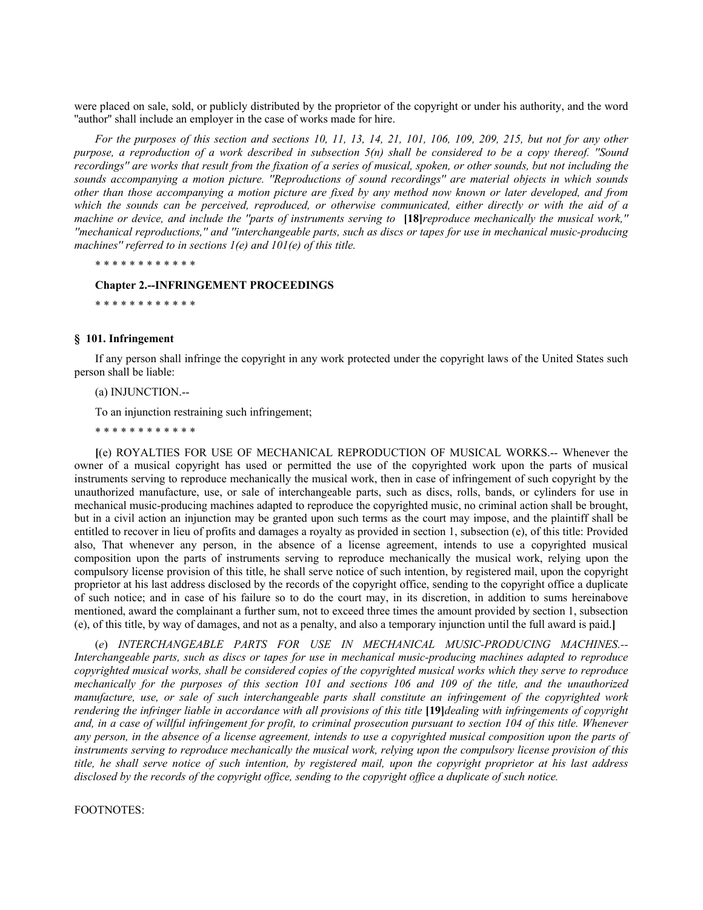were placed on sale, sold, or publicly distributed by the proprietor of the copyright or under his authority, and the word ''author'' shall include an employer in the case of works made for hire.

*For the purposes of this section and sections 10, 11, 13, 14, 21, 101, 106, 109, 209, 215, but not for any other purpose, a reproduction of a work described in subsection 5(n) shall be considered to be a copy thereof. ''Sound recordings'' are works that result from the fixation of a series of musical, spoken, or other sounds, but not including the sounds accompanying a motion picture. ''Reproductions of sound recordings'' are material objects in which sounds other than those accompanying a motion picture are fixed by any method now known or later developed, and from which the sounds can be perceived, reproduced, or otherwise communicated, either directly or with the aid of a machine or device, and include the ''parts of instruments serving to* **[18]***reproduce mechanically the musical work,'' ''mechanical reproductions,'' and ''interchangeable parts, such as discs or tapes for use in mechanical music-producing machines'' referred to in sections 1(e) and 101(e) of this title.*

* * * * * * * * * * * *

**Chapter 2.--INFRINGEMENT PROCEEDINGS**

* * * * * * * * * * * *

### § 101. Infringement

If any person shall infringe the copyright in any work protected under the copyright laws of the United States such person shall be liable:

(a) INJUNCTION.--

To an injunction restraining such infringement;

* * * * * * * * * * * *

**[**(e) ROYALTIES FOR USE OF MECHANICAL REPRODUCTION OF MUSICAL WORKS.-- Whenever the owner of a musical copyright has used or permitted the use of the copyrighted work upon the parts of musical instruments serving to reproduce mechanically the musical work, then in case of infringement of such copyright by the unauthorized manufacture, use, or sale of interchangeable parts, such as discs, rolls, bands, or cylinders for use in mechanical music-producing machines adapted to reproduce the copyrighted music, no criminal action shall be brought, but in a civil action an injunction may be granted upon such terms as the court may impose, and the plaintiff shall be entitled to recover in lieu of profits and damages a royalty as provided in section 1, subsection (e), of this title: Provided also, That whenever any person, in the absence of a license agreement, intends to use a copyrighted musical composition upon the parts of instruments serving to reproduce mechanically the musical work, relying upon the compulsory license provision of this title, he shall serve notice of such intention, by registered mail, upon the copyright proprietor at his last address disclosed by the records of the copyright office, sending to the copyright office a duplicate of such notice; and in case of his failure so to do the court may, in its discretion, in addition to sums hereinabove mentioned, award the complainant a further sum, not to exceed three times the amount provided by section 1, subsection (e), of this title, by way of damages, and not as a penalty, and also a temporary injunction until the full award is paid.**]**

(*e*) *INTERCHANGEABLE PARTS FOR USE IN MECHANICAL MUSIC-PRODUCING MACHINES.-- Interchangeable parts, such as discs or tapes for use in mechanical music-producing machines adapted to reproduce copyrighted musical works, shall be considered copies of the copyrighted musical works which they serve to reproduce mechanically for the purposes of this section 101 and sections 106 and 109 of the title, and the unauthorized manufacture, use, or sale of such interchangeable parts shall constitute an infringement of the copyrighted work rendering the infringer liable in accordance with all provisions of this title* **[19]***dealing with infringements of copyright and, in a case of willful infringement for profit, to criminal prosecution pursuant to section 104 of this title. Whenever any person, in the absence of a license agreement, intends to use a copyrighted musical composition upon the parts of instruments serving to reproduce mechanically the musical work, relying upon the compulsory license provision of this title, he shall serve notice of such intention, by registered mail, upon the copyright proprietor at his last address disclosed by the records of the copyright office, sending to the copyright office a duplicate of such notice.*

FOOTNOTES: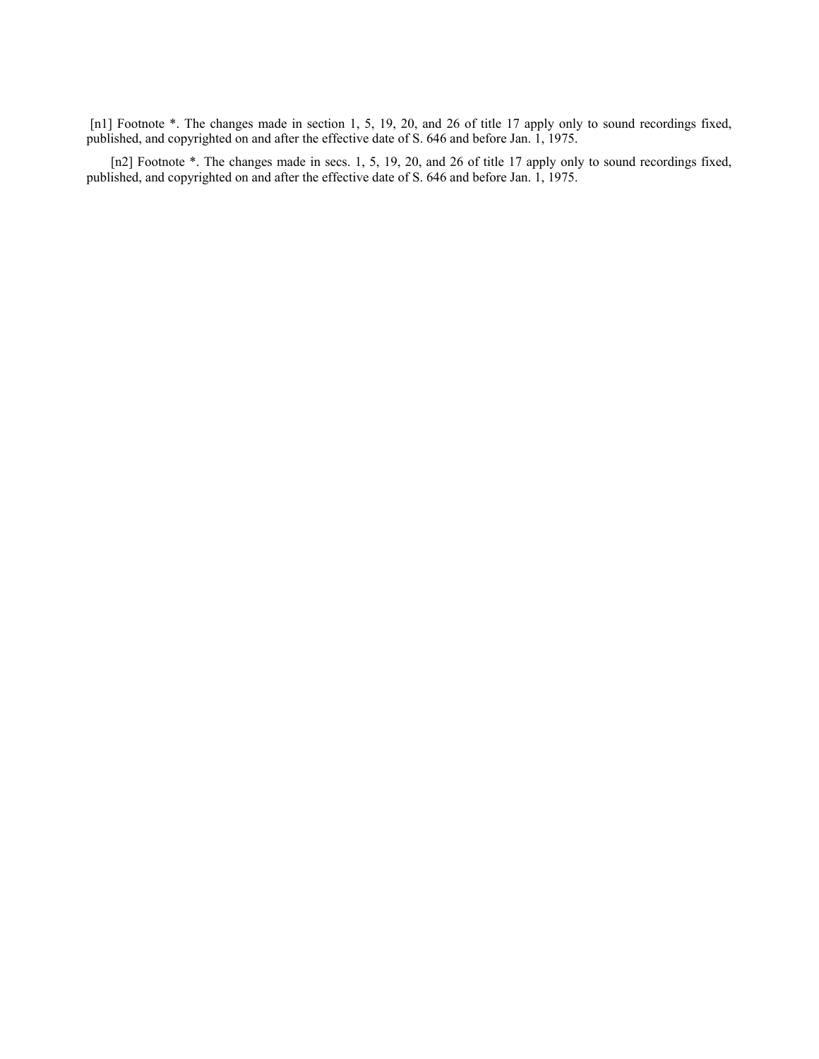[n1] Footnote *. The changes made in section 1, 5, 19, 20, and 26 of title 17 apply only to sound recordings fixed, published, and copyrighted on and after the effective date of S. 646 and before Jan. 1, 1975.

[n2] Footnote *. The changes made in secs. 1, 5, 19, 20, and 26 of title 17 apply only to sound recordings fixed, published, and copyrighted on and after the effective date of S. 646 and before Jan. 1, 1975.